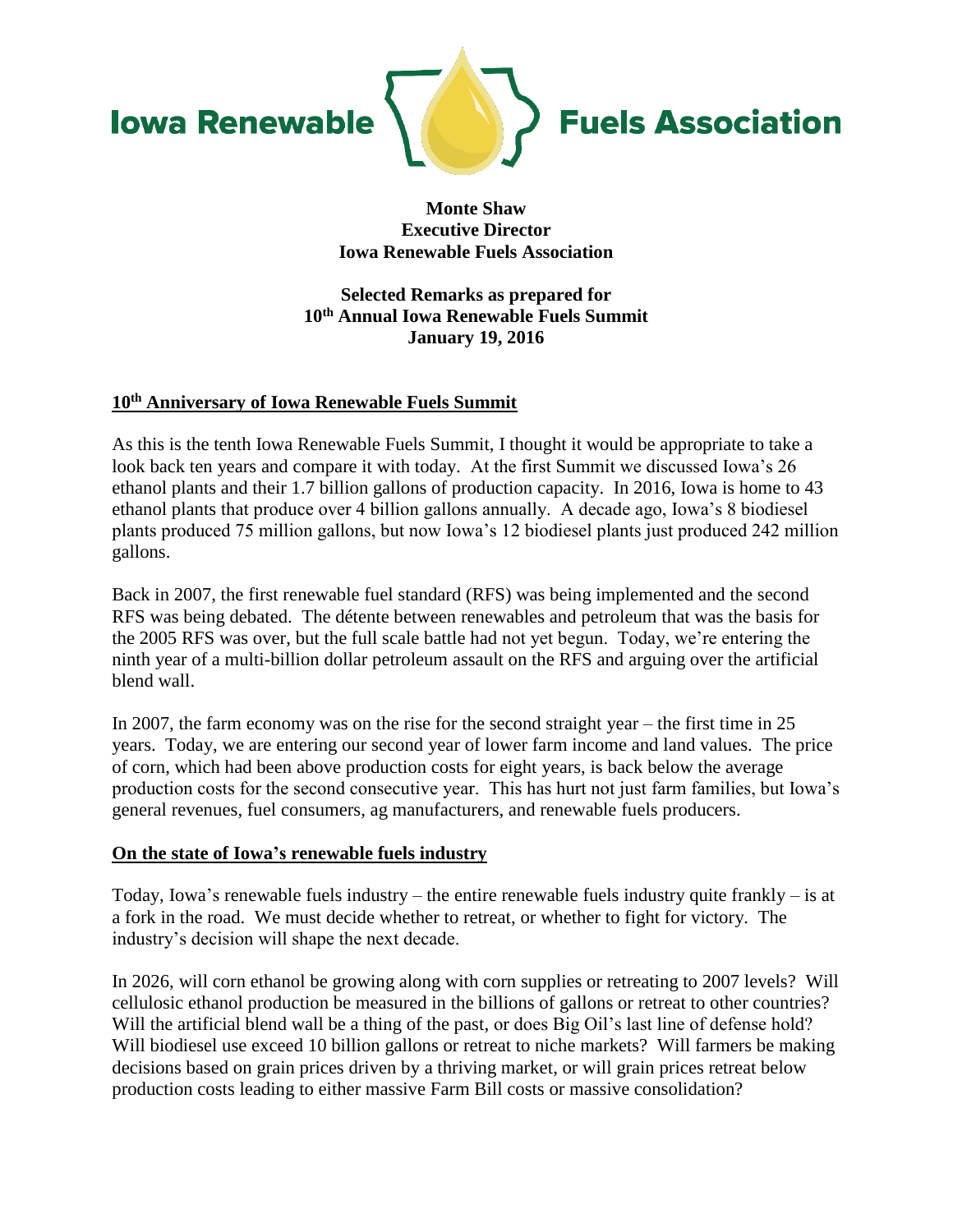Iowa Renewable Fuels Association

**Monte Shaw**
**Executive Director**
**Iowa Renewable Fuels Association**

**Selected Remarks as prepared for**
**10th Annual Iowa Renewable Fuels Summit**
**January 19, 2016**

## 10th Anniversary of Iowa Renewable Fuels Summit

As this is the tenth Iowa Renewable Fuels Summit, I thought it would be appropriate to take a look back ten years and compare it with today. At the first Summit we discussed Iowa's 26 ethanol plants and their 1.7 billion gallons of production capacity. In 2016, Iowa is home to 43 ethanol plants that produce over 4 billion gallons annually. A decade ago, Iowa's 8 biodiesel plants produced 75 million gallons, but now Iowa's 12 biodiesel plants just produced 242 million gallons.

Back in 2007, the first renewable fuel standard (RFS) was being implemented and the second RFS was being debated. The détente between renewables and petroleum that was the basis for the 2005 RFS was over, but the full scale battle had not yet begun. Today, we're entering the ninth year of a multi-billion dollar petroleum assault on the RFS and arguing over the artificial blend wall.

In 2007, the farm economy was on the rise for the second straight year – the first time in 25 years. Today, we are entering our second year of lower farm income and land values. The price of corn, which had been above production costs for eight years, is back below the average production costs for the second consecutive year. This has hurt not just farm families, but Iowa's general revenues, fuel consumers, ag manufacturers, and renewable fuels producers.

## On the state of Iowa's renewable fuels industry

Today, Iowa's renewable fuels industry – the entire renewable fuels industry quite frankly – is at a fork in the road. We must decide whether to retreat, or whether to fight for victory. The industry's decision will shape the next decade.

In 2026, will corn ethanol be growing along with corn supplies or retreating to 2007 levels? Will cellulosic ethanol production be measured in the billions of gallons or retreat to other countries? Will the artificial blend wall be a thing of the past, or does Big Oil's last line of defense hold? Will biodiesel use exceed 10 billion gallons or retreat to niche markets? Will farmers be making decisions based on grain prices driven by a thriving market, or will grain prices retreat below production costs leading to either massive Farm Bill costs or massive consolidation?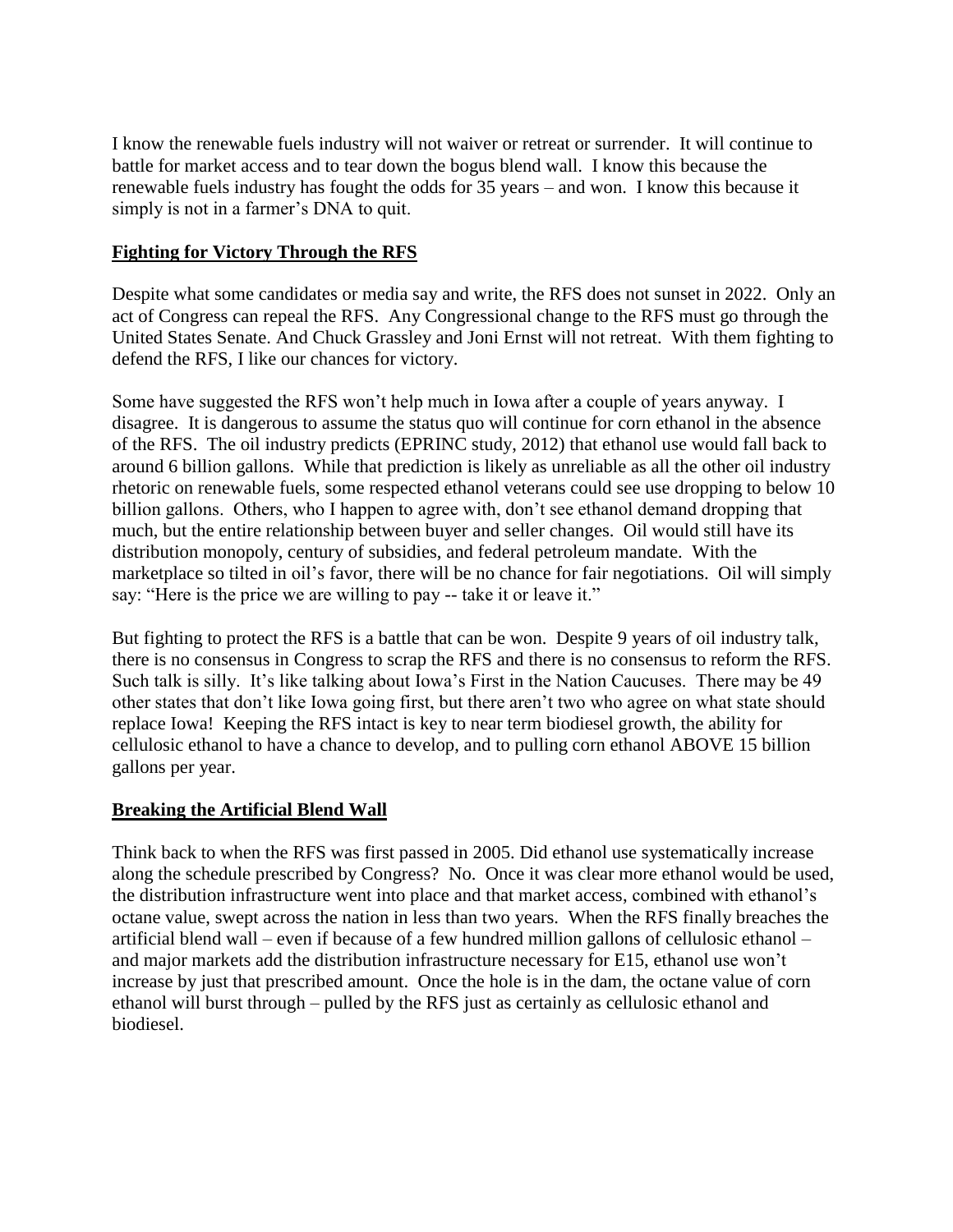I know the renewable fuels industry will not waiver or retreat or surrender. It will continue to battle for market access and to tear down the bogus blend wall. I know this because the renewable fuels industry has fought the odds for 35 years – and won. I know this because it simply is not in a farmer's DNA to quit.

## <u>Fighting for Victory Through the RFS</u>

Despite what some candidates or media say and write, the RFS does not sunset in 2022. Only an act of Congress can repeal the RFS. Any Congressional change to the RFS must go through the United States Senate. And Chuck Grassley and Joni Ernst will not retreat. With them fighting to defend the RFS, I like our chances for victory.

Some have suggested the RFS won't help much in Iowa after a couple of years anyway. I disagree. It is dangerous to assume the status quo will continue for corn ethanol in the absence of the RFS. The oil industry predicts (EPRINC study, 2012) that ethanol use would fall back to around 6 billion gallons. While that prediction is likely as unreliable as all the other oil industry rhetoric on renewable fuels, some respected ethanol veterans could see use dropping to below 10 billion gallons. Others, who I happen to agree with, don't see ethanol demand dropping that much, but the entire relationship between buyer and seller changes. Oil would still have its distribution monopoly, century of subsidies, and federal petroleum mandate. With the marketplace so tilted in oil's favor, there will be no chance for fair negotiations. Oil will simply say: "Here is the price we are willing to pay -- take it or leave it."

But fighting to protect the RFS is a battle that can be won. Despite 9 years of oil industry talk, there is no consensus in Congress to scrap the RFS and there is no consensus to reform the RFS. Such talk is silly. It's like talking about Iowa's First in the Nation Caucuses. There may be 49 other states that don't like Iowa going first, but there aren't two who agree on what state should replace Iowa! Keeping the RFS intact is key to near term biodiesel growth, the ability for cellulosic ethanol to have a chance to develop, and to pulling corn ethanol ABOVE 15 billion gallons per year.

## <u>Breaking the Artificial Blend Wall</u>

Think back to when the RFS was first passed in 2005. Did ethanol use systematically increase along the schedule prescribed by Congress? No. Once it was clear more ethanol would be used, the distribution infrastructure went into place and that market access, combined with ethanol's octane value, swept across the nation in less than two years. When the RFS finally breaches the artificial blend wall – even if because of a few hundred million gallons of cellulosic ethanol – and major markets add the distribution infrastructure necessary for E15, ethanol use won't increase by just that prescribed amount. Once the hole is in the dam, the octane value of corn ethanol will burst through – pulled by the RFS just as certainly as cellulosic ethanol and biodiesel.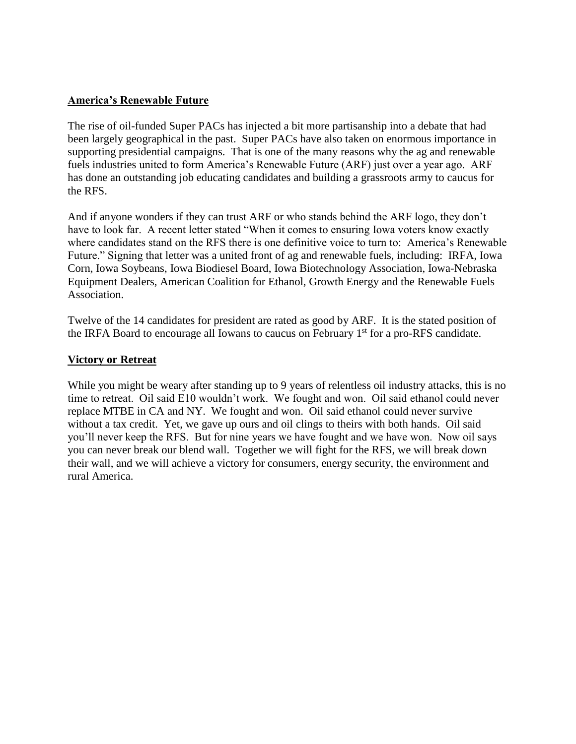## America's Renewable Future

The rise of oil-funded Super PACs has injected a bit more partisanship into a debate that had been largely geographical in the past. Super PACs have also taken on enormous importance in supporting presidential campaigns. That is one of the many reasons why the ag and renewable fuels industries united to form America's Renewable Future (ARF) just over a year ago. ARF has done an outstanding job educating candidates and building a grassroots army to caucus for the RFS.

And if anyone wonders if they can trust ARF or who stands behind the ARF logo, they don't have to look far. A recent letter stated "When it comes to ensuring Iowa voters know exactly where candidates stand on the RFS there is one definitive voice to turn to: America's Renewable Future." Signing that letter was a united front of ag and renewable fuels, including: IRFA, Iowa Corn, Iowa Soybeans, Iowa Biodiesel Board, Iowa Biotechnology Association, Iowa-Nebraska Equipment Dealers, American Coalition for Ethanol, Growth Energy and the Renewable Fuels Association.

Twelve of the 14 candidates for president are rated as good by ARF. It is the stated position of the IRFA Board to encourage all Iowans to caucus on February 1st for a pro-RFS candidate.

## Victory or Retreat

While you might be weary after standing up to 9 years of relentless oil industry attacks, this is no time to retreat. Oil said E10 wouldn't work. We fought and won. Oil said ethanol could never replace MTBE in CA and NY. We fought and won. Oil said ethanol could never survive without a tax credit. Yet, we gave up ours and oil clings to theirs with both hands. Oil said you'll never keep the RFS. But for nine years we have fought and we have won. Now oil says you can never break our blend wall. Together we will fight for the RFS, we will break down their wall, and we will achieve a victory for consumers, energy security, the environment and rural America.